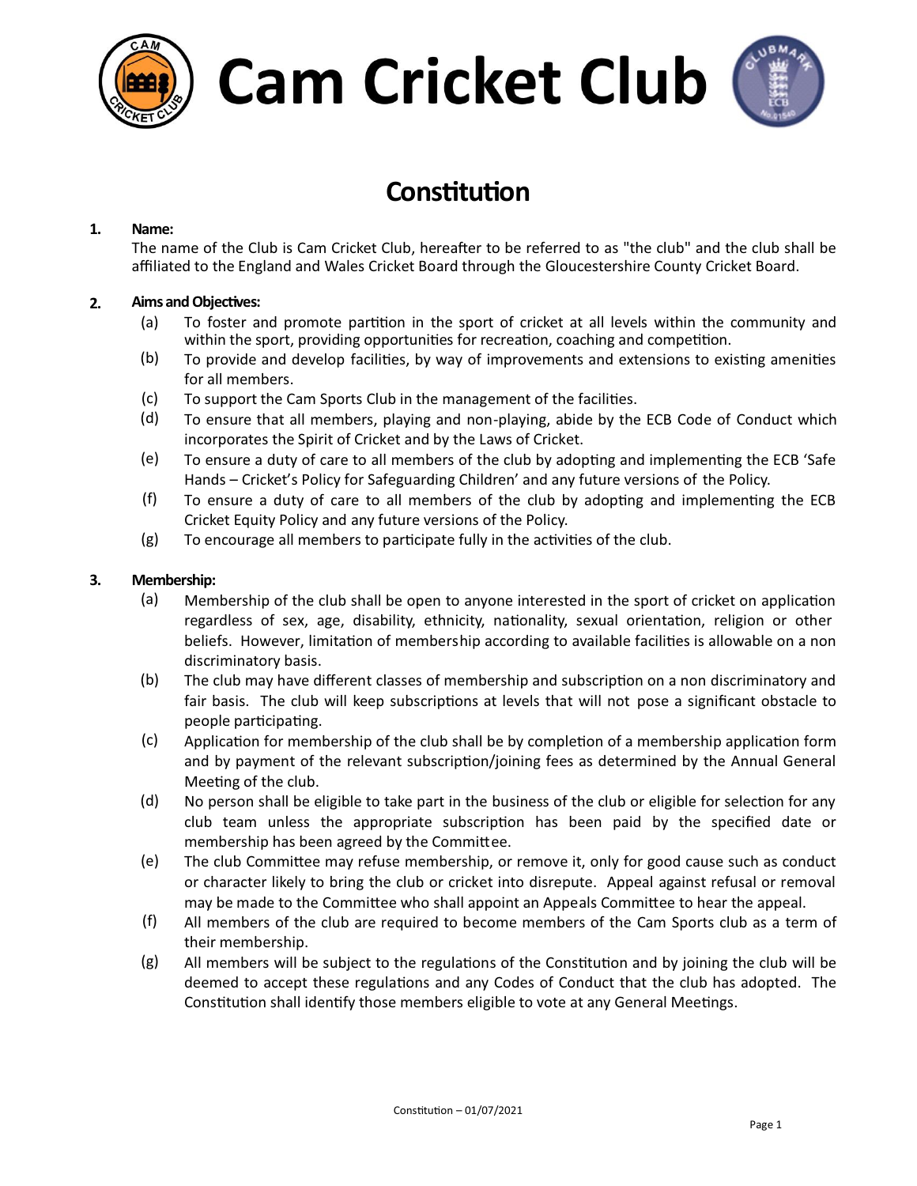# Cam Cricket Club

## Constitution

**1. Name:**

The name of the Club is Cam Cricket Club, hereafter to be referred to as "the club" and the club shall be affiliated to the England and Wales Cricket Board through the Gloucestershire County Cricket Board.

**2. Aims and Objectives:**

(a) To foster and promote partition in the sport of cricket at all levels within the community and within the sport, providing opportunities for recreation, coaching and competition.

(b) To provide and develop facilities, by way of improvements and extensions to existing amenities for all members.

(c) To support the Cam Sports Club in the management of the facilities.

(d) To ensure that all members, playing and non-playing, abide by the ECB Code of Conduct which incorporates the Spirit of Cricket and by the Laws of Cricket.

(e) To ensure a duty of care to all members of the club by adopting and implementing the ECB 'Safe Hands – Cricket's Policy for Safeguarding Children' and any future versions of the Policy.

(f) To ensure a duty of care to all members of the club by adopting and implementing the ECB Cricket Equity Policy and any future versions of the Policy.

(g) To encourage all members to participate fully in the activities of the club.

**3. Membership:**

(a) Membership of the club shall be open to anyone interested in the sport of cricket on application regardless of sex, age, disability, ethnicity, nationality, sexual orientation, religion or other beliefs. However, limitation of membership according to available facilities is allowable on a non discriminatory basis.

(b) The club may have different classes of membership and subscription on a non discriminatory and fair basis. The club will keep subscriptions at levels that will not pose a significant obstacle to people participating.

(c) Application for membership of the club shall be by completion of a membership application form and by payment of the relevant subscription/joining fees as determined by the Annual General Meeting of the club.

(d) No person shall be eligible to take part in the business of the club or eligible for selection for any club team unless the appropriate subscription has been paid by the specified date or membership has been agreed by the Committee.

(e) The club Committee may refuse membership, or remove it, only for good cause such as conduct or character likely to bring the club or cricket into disrepute. Appeal against refusal or removal may be made to the Committee who shall appoint an Appeals Committee to hear the appeal.

(f) All members of the club are required to become members of the Cam Sports club as a term of their membership.

(g) All members will be subject to the regulations of the Constitution and by joining the club will be deemed to accept these regulations and any Codes of Conduct that the club has adopted. The Constitution shall identify those members eligible to vote at any General Meetings.

Constitution – 01/07/2021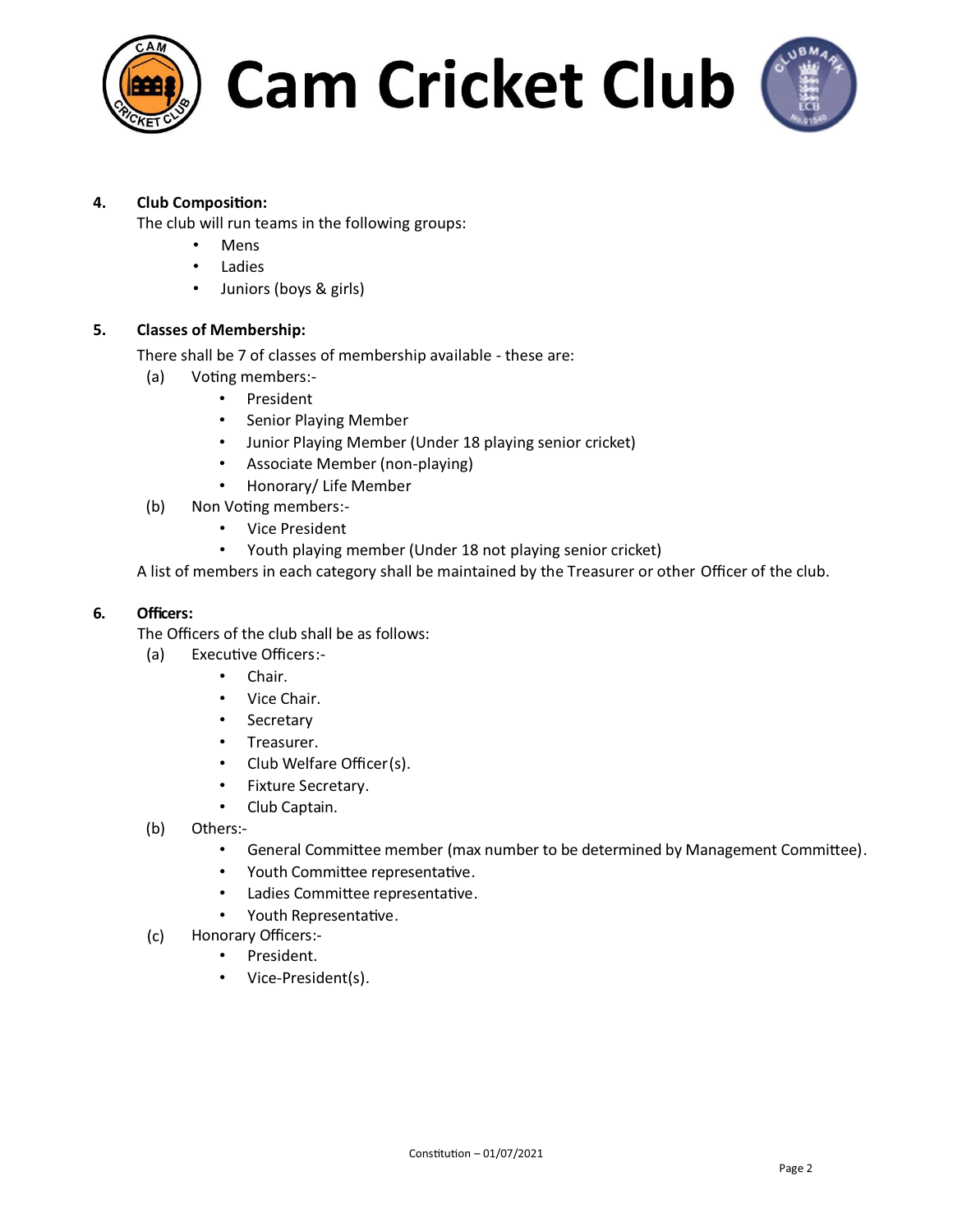## 4. Club Composition:

The club will run teams in the following groups:

- Mens
- Ladies
- Juniors (boys & girls)

## 5. Classes of Membership:

There shall be 7 of classes of membership available - these are:

(a) Voting members:-

- President
- Senior Playing Member
- Junior Playing Member (Under 18 playing senior cricket)
- Associate Member (non-playing)
- Honorary/ Life Member

(b) Non Voting members:-

- Vice President
- Youth playing member (Under 18 not playing senior cricket)

A list of members in each category shall be maintained by the Treasurer or other Officer of the club.

## 6. Officers:

The Officers of the club shall be as follows:

(a) Executive Officers:-

- Chair.
- Vice Chair.
- Secretary
- Treasurer.
- Club Welfare Officer(s).
- Fixture Secretary.
- Club Captain.

(b) Others:-

- General Committee member (max number to be determined by Management Committee).
- Youth Committee representative.
- Ladies Committee representative.
- Youth Representative.

(c) Honorary Officers:-

- President.
- Vice-President(s).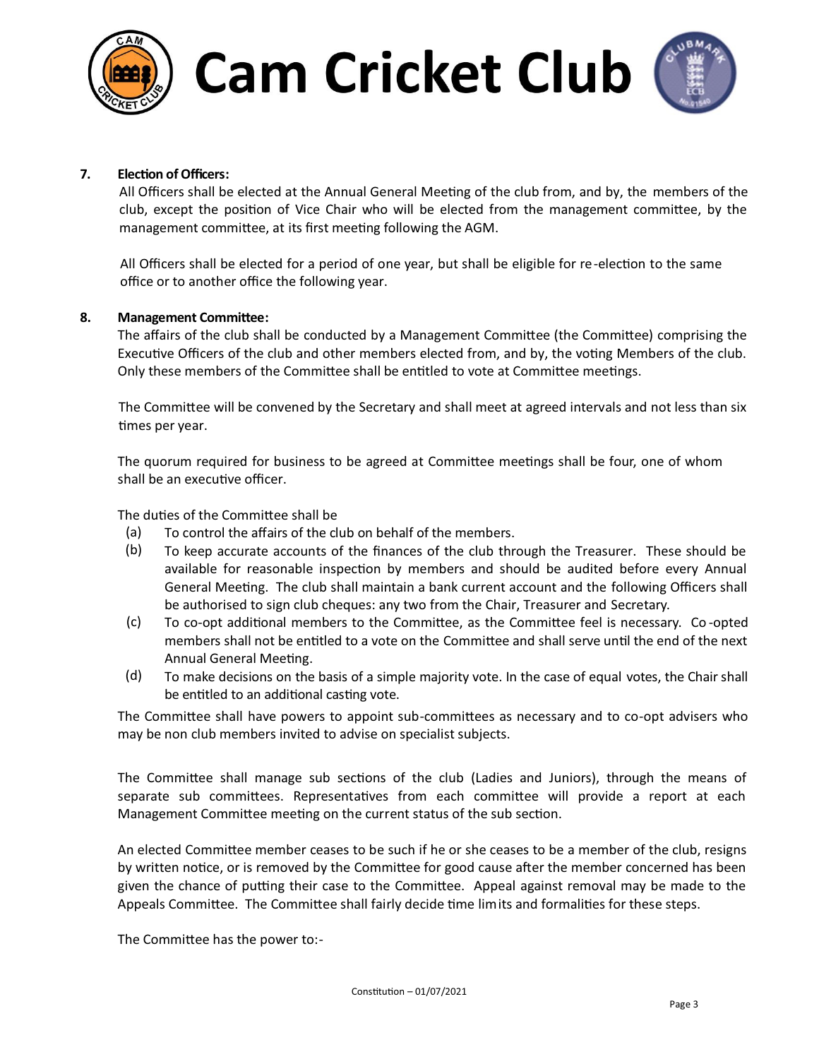**7. Election of Officers:**

All Officers shall be elected at the Annual General Meeting of the club from, and by, the members of the club, except the position of Vice Chair who will be elected from the management committee, by the management committee, at its first meeting following the AGM.

All Officers shall be elected for a period of one year, but shall be eligible for re-election to the same office or to another office the following year.

**8. Management Committee:**

The affairs of the club shall be conducted by a Management Committee (the Committee) comprising the Executive Officers of the club and other members elected from, and by, the voting Members of the club. Only these members of the Committee shall be entitled to vote at Committee meetings.

The Committee will be convened by the Secretary and shall meet at agreed intervals and not less than six times per year.

The quorum required for business to be agreed at Committee meetings shall be four, one of whom shall be an executive officer.

The duties of the Committee shall be

(a) To control the affairs of the club on behalf of the members.

(b) To keep accurate accounts of the finances of the club through the Treasurer. These should be available for reasonable inspection by members and should be audited before every Annual General Meeting. The club shall maintain a bank current account and the following Officers shall be authorised to sign club cheques: any two from the Chair, Treasurer and Secretary.

(c) To co-opt additional members to the Committee, as the Committee feel is necessary. Co-opted members shall not be entitled to a vote on the Committee and shall serve until the end of the next Annual General Meeting.

(d) To make decisions on the basis of a simple majority vote. In the case of equal votes, the Chair shall be entitled to an additional casting vote.

The Committee shall have powers to appoint sub-committees as necessary and to co-opt advisers who may be non club members invited to advise on specialist subjects.

The Committee shall manage sub sections of the club (Ladies and Juniors), through the means of separate sub committees. Representatives from each committee will provide a report at each Management Committee meeting on the current status of the sub section.

An elected Committee member ceases to be such if he or she ceases to be a member of the club, resigns by written notice, or is removed by the Committee for good cause after the member concerned has been given the chance of putting their case to the Committee. Appeal against removal may be made to the Appeals Committee. The Committee shall fairly decide time limits and formalities for these steps.

The Committee has the power to:-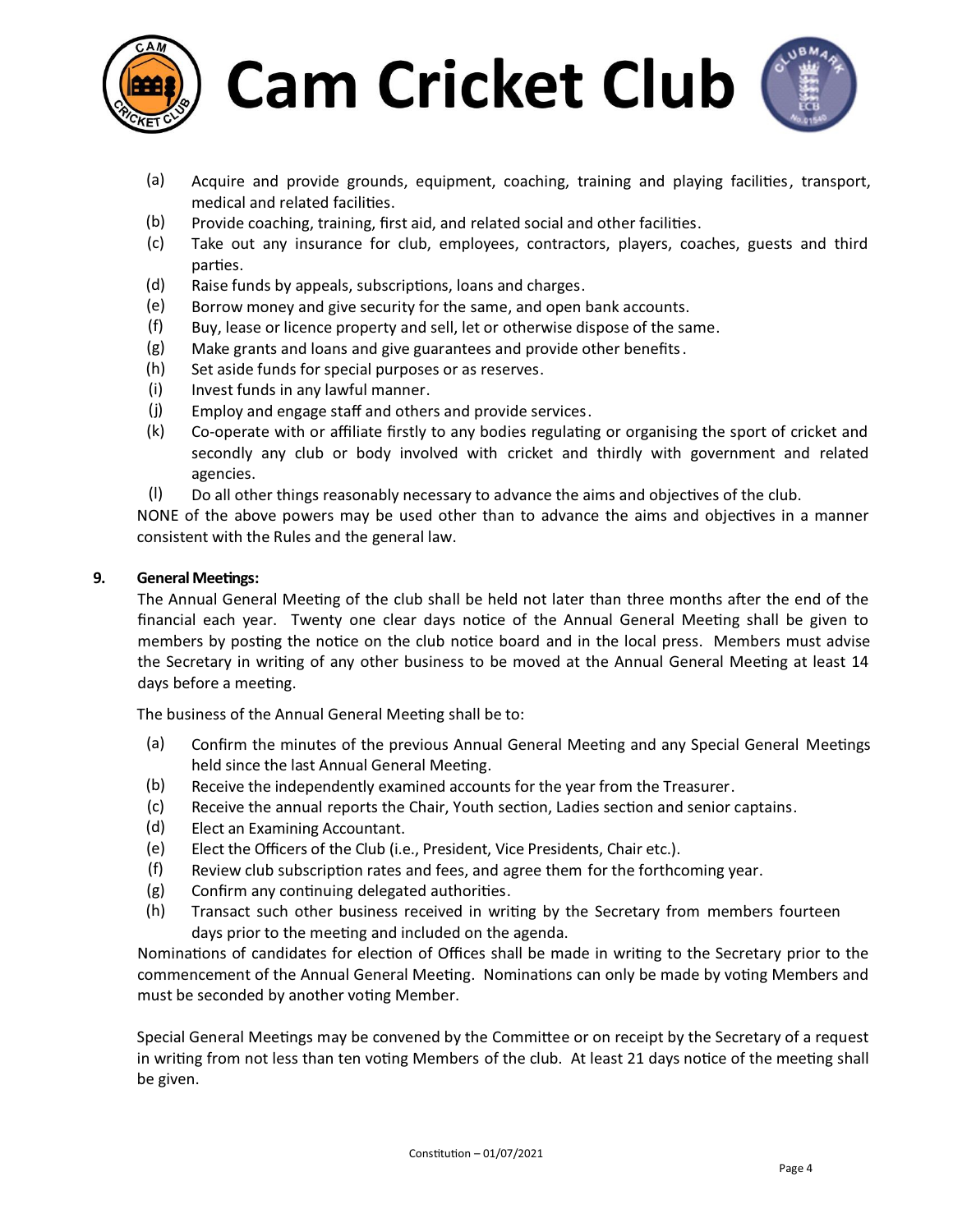(a) Acquire and provide grounds, equipment, coaching, training and playing facilities, transport, medical and related facilities.
(b) Provide coaching, training, first aid, and related social and other facilities.
(c) Take out any insurance for club, employees, contractors, players, coaches, guests and third parties.
(d) Raise funds by appeals, subscriptions, loans and charges.
(e) Borrow money and give security for the same, and open bank accounts.
(f) Buy, lease or licence property and sell, let or otherwise dispose of the same.
(g) Make grants and loans and give guarantees and provide other benefits.
(h) Set aside funds for special purposes or as reserves.
(i) Invest funds in any lawful manner.
(j) Employ and engage staff and others and provide services.
(k) Co-operate with or affiliate firstly to any bodies regulating or organising the sport of cricket and secondly any club or body involved with cricket and thirdly with government and related agencies.
(l) Do all other things reasonably necessary to advance the aims and objectives of the club.

NONE of the above powers may be used other than to advance the aims and objectives in a manner consistent with the Rules and the general law.

**9. General Meetings:**

The Annual General Meeting of the club shall be held not later than three months after the end of the financial each year. Twenty one clear days notice of the Annual General Meeting shall be given to members by posting the notice on the club notice board and in the local press. Members must advise the Secretary in writing of any other business to be moved at the Annual General Meeting at least 14 days before a meeting.

The business of the Annual General Meeting shall be to:

(a) Confirm the minutes of the previous Annual General Meeting and any Special General Meetings held since the last Annual General Meeting.
(b) Receive the independently examined accounts for the year from the Treasurer.
(c) Receive the annual reports the Chair, Youth section, Ladies section and senior captains.
(d) Elect an Examining Accountant.
(e) Elect the Officers of the Club (i.e., President, Vice Presidents, Chair etc.).
(f) Review club subscription rates and fees, and agree them for the forthcoming year.
(g) Confirm any continuing delegated authorities.
(h) Transact such other business received in writing by the Secretary from members fourteen days prior to the meeting and included on the agenda.

Nominations of candidates for election of Offices shall be made in writing to the Secretary prior to the commencement of the Annual General Meeting. Nominations can only be made by voting Members and must be seconded by another voting Member.

Special General Meetings may be convened by the Committee or on receipt by the Secretary of a request in writing from not less than ten voting Members of the club. At least 21 days notice of the meeting shall be given.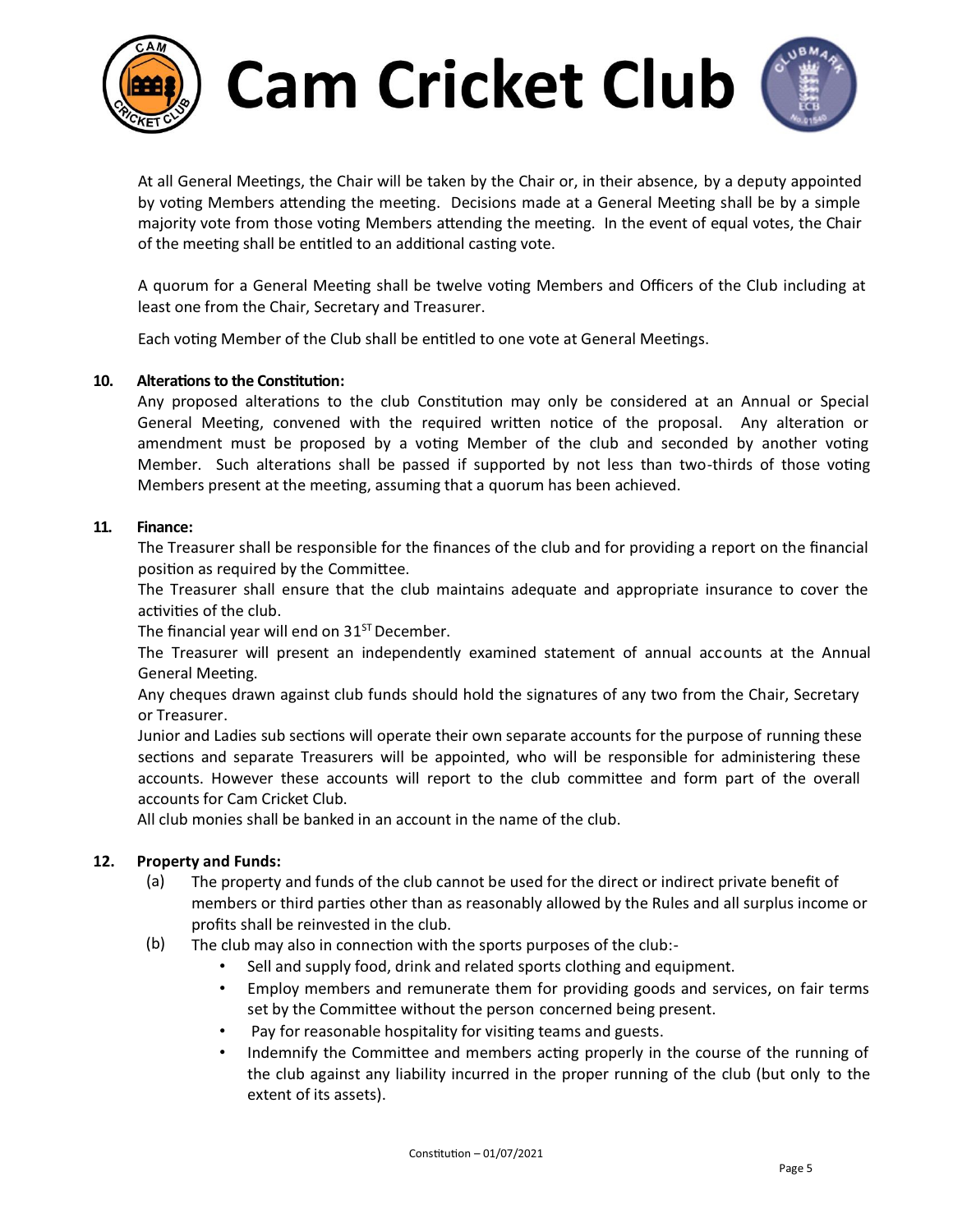At all General Meetings, the Chair will be taken by the Chair or, in their absence, by a deputy appointed by voting Members attending the meeting. Decisions made at a General Meeting shall be by a simple majority vote from those voting Members attending the meeting. In the event of equal votes, the Chair of the meeting shall be entitled to an additional casting vote.

A quorum for a General Meeting shall be twelve voting Members and Officers of the Club including at least one from the Chair, Secretary and Treasurer.

Each voting Member of the Club shall be entitled to one vote at General Meetings.

**10. Alterations to the Constitution:**

Any proposed alterations to the club Constitution may only be considered at an Annual or Special General Meeting, convened with the required written notice of the proposal. Any alteration or amendment must be proposed by a voting Member of the club and seconded by another voting Member. Such alterations shall be passed if supported by not less than two-thirds of those voting Members present at the meeting, assuming that a quorum has been achieved.

**11. Finance:**

The Treasurer shall be responsible for the finances of the club and for providing a report on the financial position as required by the Committee.

The Treasurer shall ensure that the club maintains adequate and appropriate insurance to cover the activities of the club.

The financial year will end on 31ST December.

The Treasurer will present an independently examined statement of annual accounts at the Annual General Meeting.

Any cheques drawn against club funds should hold the signatures of any two from the Chair, Secretary or Treasurer.

Junior and Ladies sub sections will operate their own separate accounts for the purpose of running these sections and separate Treasurers will be appointed, who will be responsible for administering these accounts. However these accounts will report to the club committee and form part of the overall accounts for Cam Cricket Club.

All club monies shall be banked in an account in the name of the club.

**12. Property and Funds:**

(a) The property and funds of the club cannot be used for the direct or indirect private benefit of members or third parties other than as reasonably allowed by the Rules and all surplus income or profits shall be reinvested in the club.

(b) The club may also in connection with the sports purposes of the club:-

- Sell and supply food, drink and related sports clothing and equipment.
- Employ members and remunerate them for providing goods and services, on fair terms set by the Committee without the person concerned being present.
- Pay for reasonable hospitality for visiting teams and guests.
- Indemnify the Committee and members acting properly in the course of the running of the club against any liability incurred in the proper running of the club (but only to the extent of its assets).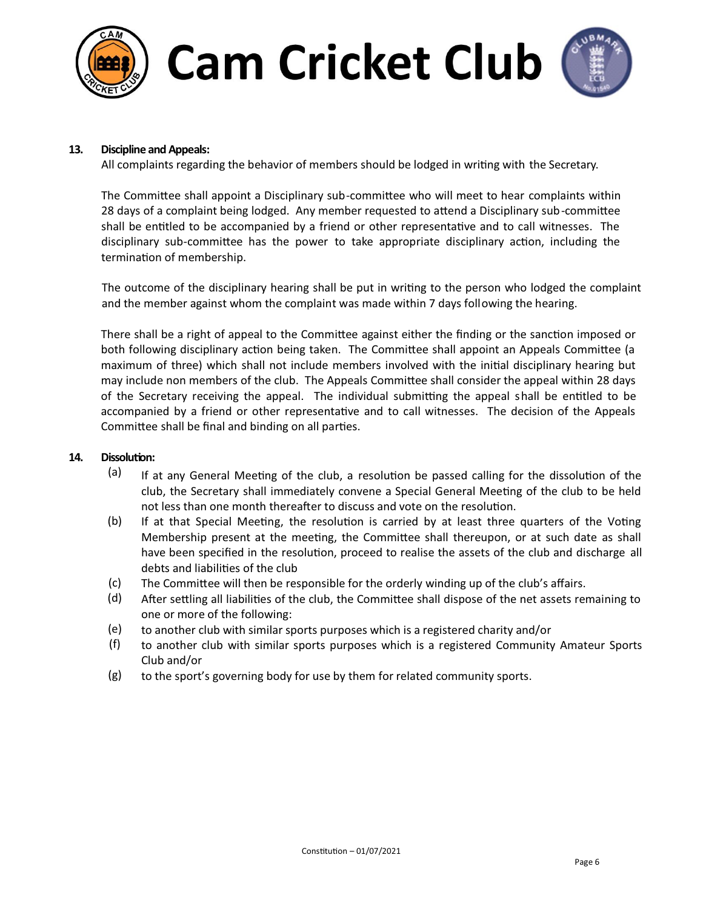**13. Discipline and Appeals:**

All complaints regarding the behavior of members should be lodged in writing with the Secretary.

The Committee shall appoint a Disciplinary sub-committee who will meet to hear complaints within 28 days of a complaint being lodged. Any member requested to attend a Disciplinary sub-committee shall be entitled to be accompanied by a friend or other representative and to call witnesses. The disciplinary sub-committee has the power to take appropriate disciplinary action, including the termination of membership.

The outcome of the disciplinary hearing shall be put in writing to the person who lodged the complaint and the member against whom the complaint was made within 7 days following the hearing.

There shall be a right of appeal to the Committee against either the finding or the sanction imposed or both following disciplinary action being taken. The Committee shall appoint an Appeals Committee (a maximum of three) which shall not include members involved with the initial disciplinary hearing but may include non members of the club. The Appeals Committee shall consider the appeal within 28 days of the Secretary receiving the appeal. The individual submitting the appeal shall be entitled to be accompanied by a friend or other representative and to call witnesses. The decision of the Appeals Committee shall be final and binding on all parties.

**14. Dissolution:**

(a) If at any General Meeting of the club, a resolution be passed calling for the dissolution of the club, the Secretary shall immediately convene a Special General Meeting of the club to be held not less than one month thereafter to discuss and vote on the resolution.

(b) If at that Special Meeting, the resolution is carried by at least three quarters of the Voting Membership present at the meeting, the Committee shall thereupon, or at such date as shall have been specified in the resolution, proceed to realise the assets of the club and discharge all debts and liabilities of the club

(c) The Committee will then be responsible for the orderly winding up of the club's affairs.

(d) After settling all liabilities of the club, the Committee shall dispose of the net assets remaining to one or more of the following:

(e) to another club with similar sports purposes which is a registered charity and/or

(f) to another club with similar sports purposes which is a registered Community Amateur Sports Club and/or

(g) to the sport's governing body for use by them for related community sports.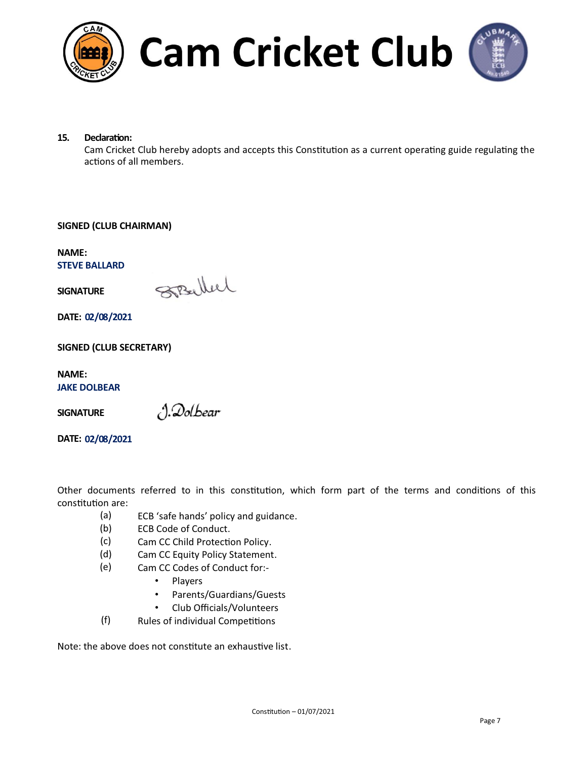**15. Declaration:**

Cam Cricket Club hereby adopts and accepts this Constitution as a current operating guide regulating the actions of all members.

**SIGNED (CLUB CHAIRMAN)**

**NAME:**
**STEVE BALLARD**

**SIGNATURE**

**DATE: 02/08/2021**

**SIGNED (CLUB SECRETARY)**

**NAME:**
**JAKE DOLBEAR**

**SIGNATURE** J.Dolbear

**DATE: 02/08/2021**

Other documents referred to in this constitution, which form part of the terms and conditions of this constitution are:

(a) ECB 'safe hands' policy and guidance.
(b) ECB Code of Conduct.
(c) Cam CC Child Protection Policy.
(d) Cam CC Equity Policy Statement.
(e) Cam CC Codes of Conduct for:-
- Players
- Parents/Guardians/Guests
- Club Officials/Volunteers

(f) Rules of individual Competitions

Note: the above does not constitute an exhaustive list.